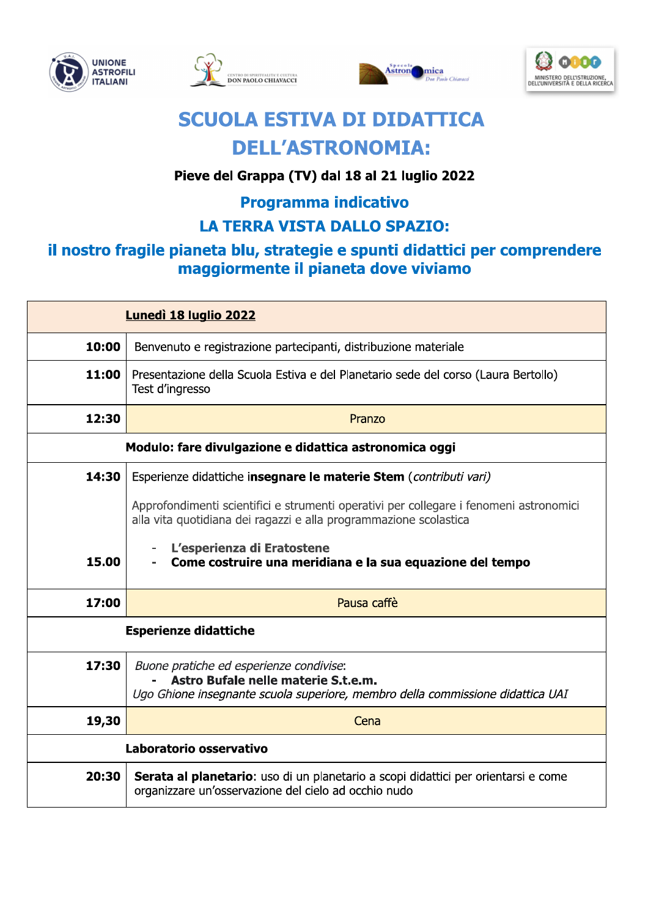UNIONE ASTROFILI ITALIANI

CENTRO DI SPIRITUALITÀ E CULTURA DON PAOLO CHIAVACCI

Specola Astronomica Don Paolo Chiavacci

MINISTERO DELL'ISTRUZIONE, DELL'UNIVERSITÀ E DELLA RICERCA

# SCUOLA ESTIVA DI DIDATTICA DELL'ASTRONOMIA:

**Pieve del Grappa (TV) dal 18 al 21 luglio 2022**

## Programma indicativo

## LA TERRA VISTA DALLO SPAZIO:

## il nostro fragile pianeta blu, strategie e spunti didattici per comprendere maggiormente il pianeta dove viviamo

| | **Lunedì 18 luglio 2022** |
|---|---|
| **10:00** | Benvenuto e registrazione partecipanti, distribuzione materiale |
| **11:00** | Presentazione della Scuola Estiva e del Planetario sede del corso (Laura Bertollo)<br>Test d'ingresso |
| **12:30** | Pranzo |
| | **Modulo: fare divulgazione e didattica astronomica oggi** |
| **14:30**<br><br><br><br>**15.00** | Esperienze didattiche **insegnare le materie Stem** (*contributi vari*)<br>Approfondimenti scientifici e strumenti operativi per collegare i fenomeni astronomici alla vita quotidiana dei ragazzi e alla programmazione scolastica<br>- **L'esperienza di Eratostene**<br>- **Come costruire una meridiana e la sua equazione del tempo** |
| **17:00** | Pausa caffè |
| | **Esperienze didattiche** |
| **17:30** | *Buone pratiche ed esperienze condivise*:<br>- **Astro Bufale nelle materie S.t.e.m.**<br>*Ugo Ghione insegnante scuola superiore, membro della commissione didattica UAI* |
| **19,30** | Cena |
| | **Laboratorio osservativo** |
| **20:30** | **Serata al planetario**: uso di un planetario a scopi didattici per orientarsi e come organizzare un'osservazione del cielo ad occhio nudo |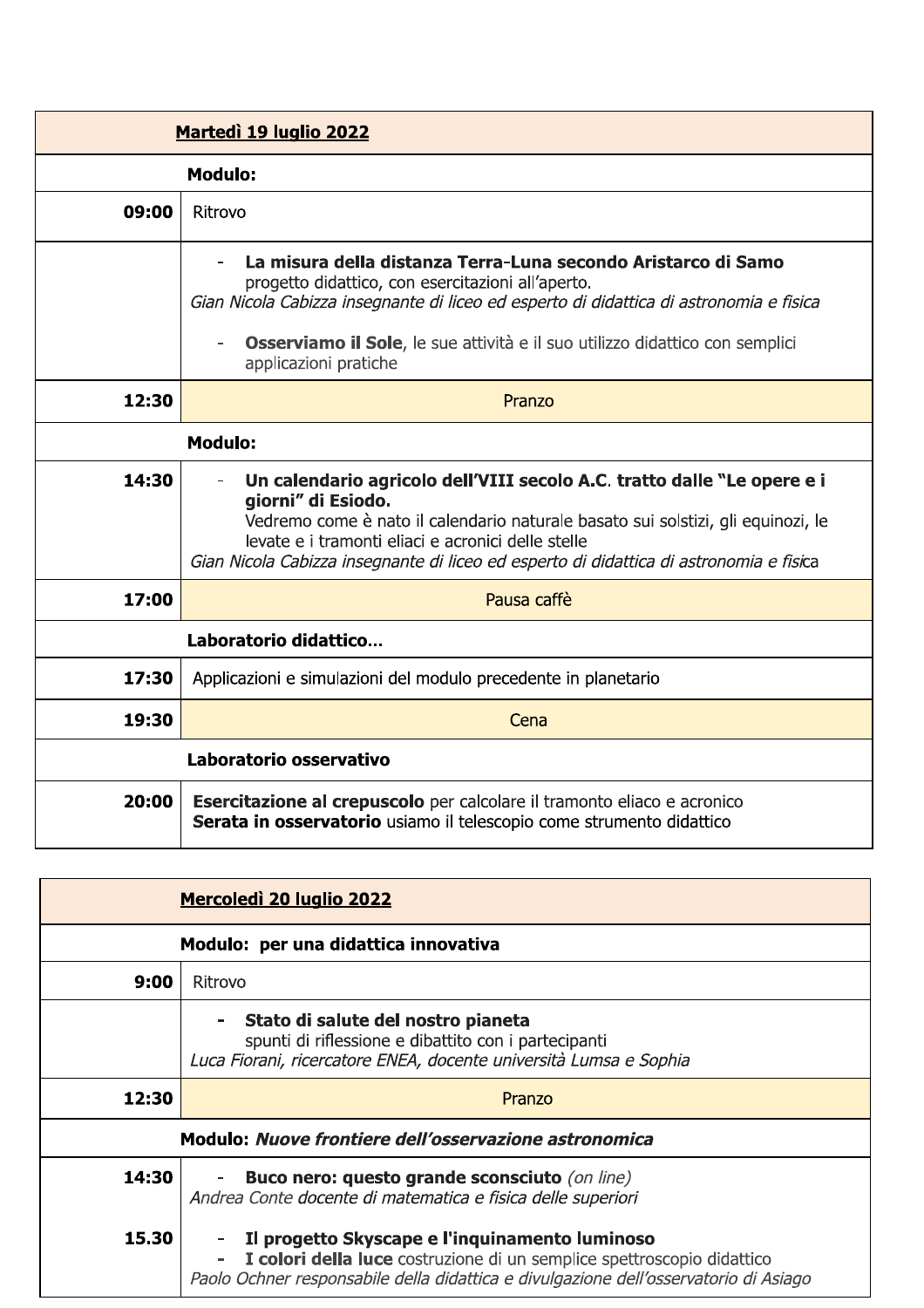| **Martedì 19 luglio 2022** | |
|---|---|
| | **Modulo:** |
| **09:00** | Ritrovo |
| | - **La misura della distanza Terra-Luna secondo Aristarco di Samo** progetto didattico, con esercitazioni all'aperto. *Gian Nicola Cabizza insegnante di liceo ed esperto di didattica di astronomia e fisica* <br><br> - **Osserviamo il Sole**, le sue attività e il suo utilizzo didattico con semplici applicazioni pratiche |
| **12:30** | Pranzo |
| | **Modulo:** |
| **14:30** | - **Un calendario agricolo dell'VIII secolo A.C. tratto dalle "Le opere e i giorni" di Esiodo.** Vedremo come è nato il calendario naturale basato sui solstizi, gli equinozi, le levate e i tramonti eliaci e acronici delle stelle *Gian Nicola Cabizza insegnante di liceo ed esperto di didattica di astronomia e fisica* |
| **17:00** | Pausa caffè |
| | **Laboratorio didattico…** |
| **17:30** | Applicazioni e simulazioni del modulo precedente in planetario |
| **19:30** | Cena |
| | **Laboratorio osservativo** |
| **20:00** | **Esercitazione al crepuscolo** per calcolare il tramonto eliaco e acronico <br> **Serata in osservatorio** usiamo il telescopio come strumento didattico |

| **Mercoledì 20 luglio 2022** | |
|---|---|
| | **Modulo: per una didattica innovativa** |
| **9:00** | Ritrovo |
| | - **Stato di salute del nostro pianeta** spunti di riflessione e dibattito con i partecipanti *Luca Fiorani, ricercatore ENEA, docente università Lumsa e Sophia* |
| **12:30** | Pranzo |
| | **Modulo: *Nuove frontiere dell'osservazione astronomica*** |
| **14:30** <br><br> **15.30** | - **Buco nero: questo grande sconsciuto** *(on line)* *Andrea Conte docente di matematica e fisica delle superiori* <br><br> - **Il progetto Skyscape e l'inquinamento luminoso** <br> - **I colori della luce** costruzione di un semplice spettroscopio didattico *Paolo Ochner responsabile della didattica e divulgazione dell'osservatorio di Asiago* |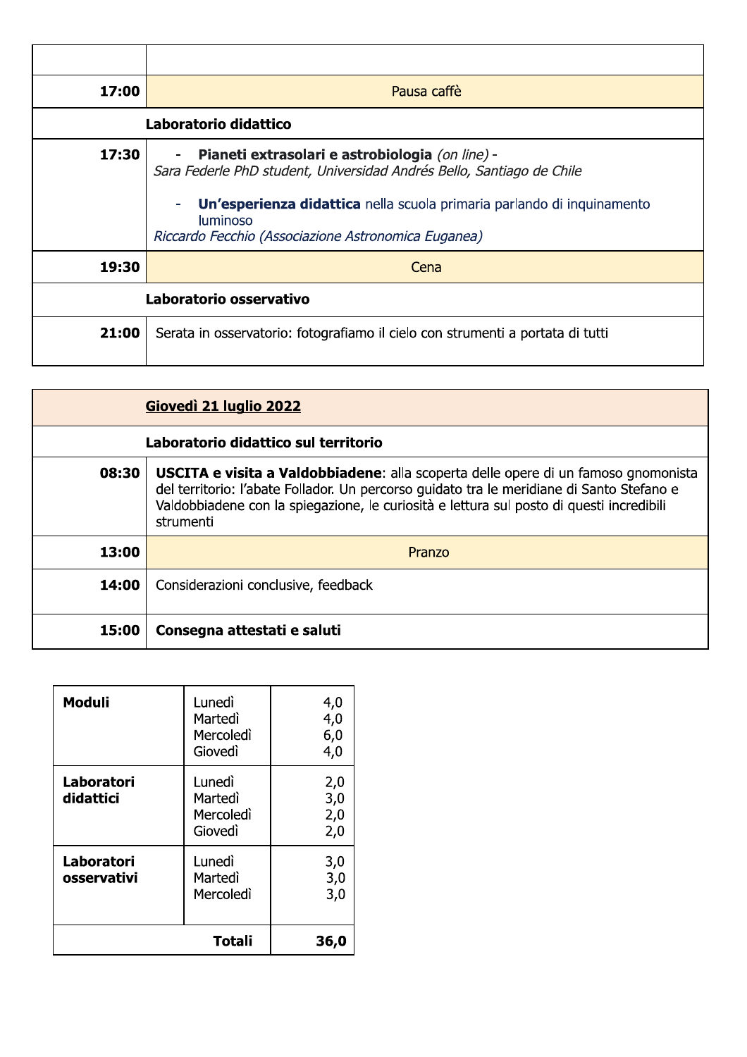| | |
|---|---|
| | |
| **17:00** | Pausa caffè |
| | **Laboratorio didattico** |
| **17:30** | - **Pianeti extrasolari e astrobiologia** *(on line)* - *Sara Federle PhD student, Universidad Andrés Bello, Santiago de Chile*<br>- **Un'esperienza didattica** nella scuola primaria parlando di inquinamento luminoso *Riccardo Fecchio (Associazione Astronomica Euganea)* |
| **19:30** | Cena |
| | **Laboratorio osservativo** |
| **21:00** | Serata in osservatorio: fotografiamo il cielo con strumenti a portata di tutti |

| | |
|---|---|
| | **Giovedì 21 luglio 2022** |
| | **Laboratorio didattico sul territorio** |
| **08:30** | **USCITA e visita a Valdobbiadene**: alla scoperta delle opere di un famoso gnomonista del territorio: l'abate Follador. Un percorso guidato tra le meridiane di Santo Stefano e Valdobbiadene con la spiegazione, le curiosità e lettura sul posto di questi incredibili strumenti |
| **13:00** | Pranzo |
| **14:00** | Considerazioni conclusive, feedback |
| **15:00** | **Consegna attestati e saluti** |

| | | |
|---|---|---|
| **Moduli** | Lunedì<br>Martedì<br>Mercoledì<br>Giovedì | 4,0<br>4,0<br>6,0<br>4,0 |
| **Laboratori didattici** | Lunedì<br>Martedì<br>Mercoledì<br>Giovedì | 2,0<br>3,0<br>2,0<br>2,0 |
| **Laboratori osservativi** | Lunedì<br>Martedì<br>Mercoledì | 3,0<br>3,0<br>3,0 |
| | **Totali** | **36,0** |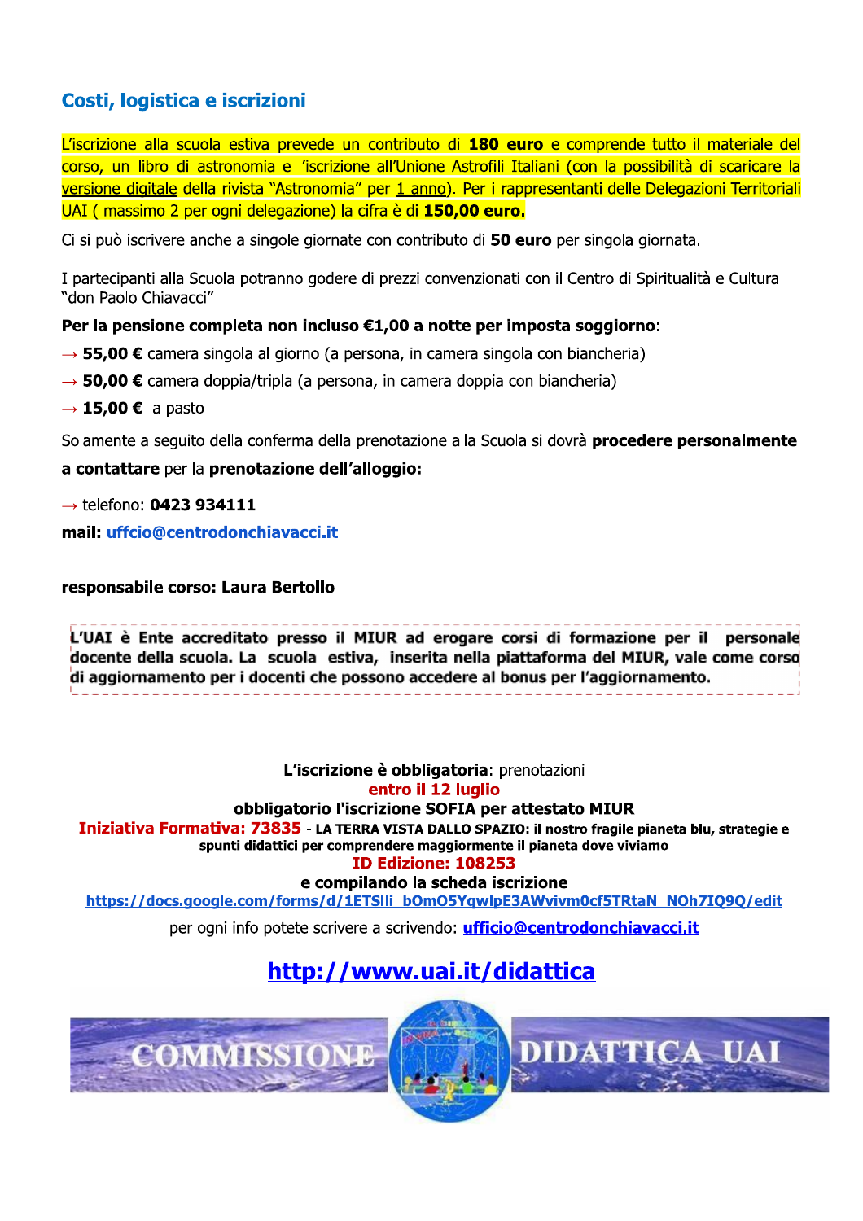## Costi, logistica e iscrizioni

L'iscrizione alla scuola estiva prevede un contributo di **180 euro** e comprende tutto il materiale del corso, un libro di astronomia e l'iscrizione all'Unione Astrofili Italiani (con la possibilità di scaricare la versione digitale della rivista "Astronomia" per 1 anno). Per i rappresentanti delle Delegazioni Territoriali UAI ( massimo 2 per ogni delegazione) la cifra è di **150,00 euro.**

Ci si può iscrivere anche a singole giornate con contributo di **50 euro** per singola giornata.

I partecipanti alla Scuola potranno godere di prezzi convenzionati con il Centro di Spiritualità e Cultura "don Paolo Chiavacci"

**Per la pensione completa non incluso €1,00 a notte per imposta soggiorno**:

→ **55,00 €** camera singola al giorno (a persona, in camera singola con biancheria)

→ **50,00 €** camera doppia/tripla (a persona, in camera doppia con biancheria)

→ **15,00 €** a pasto

Solamente a seguito della conferma della prenotazione alla Scuola si dovrà **procedere personalmente a contattare** per la **prenotazione dell'alloggio:**

→ telefono: **0423 934111**

**mail:** uffcio@centrodonchiavacci.it

**responsabile corso: Laura Bertollo**

**L'UAI è Ente accreditato presso il MIUR ad erogare corsi di formazione per il personale docente della scuola. La scuola estiva, inserita nella piattaforma del MIUR, vale come corso di aggiornamento per i docenti che possono accedere al bonus per l'aggiornamento.**

**L'iscrizione è obbligatoria**: prenotazioni
**entro il 12 luglio**
**obbligatorio l'iscrizione SOFIA per attestato MIUR**
**Iniziativa Formativa: 73835** - **LA TERRA VISTA DALLO SPAZIO: il nostro fragile pianeta blu, strategie e spunti didattici per comprendere maggiormente il pianeta dove viviamo**
**ID Edizione: 108253**
**e compilando la scheda iscrizione**
https://docs.google.com/forms/d/1ETSlli_bOmO5YqwlpE3AWvivm0cf5TRtaN_NOh7IQ9Q/edit

per ogni info potete scrivere a scrivendo: ufficio@centrodonchiavacci.it

**http://www.uai.it/didattica**

COMMISSIONE DIDATTICA UAI